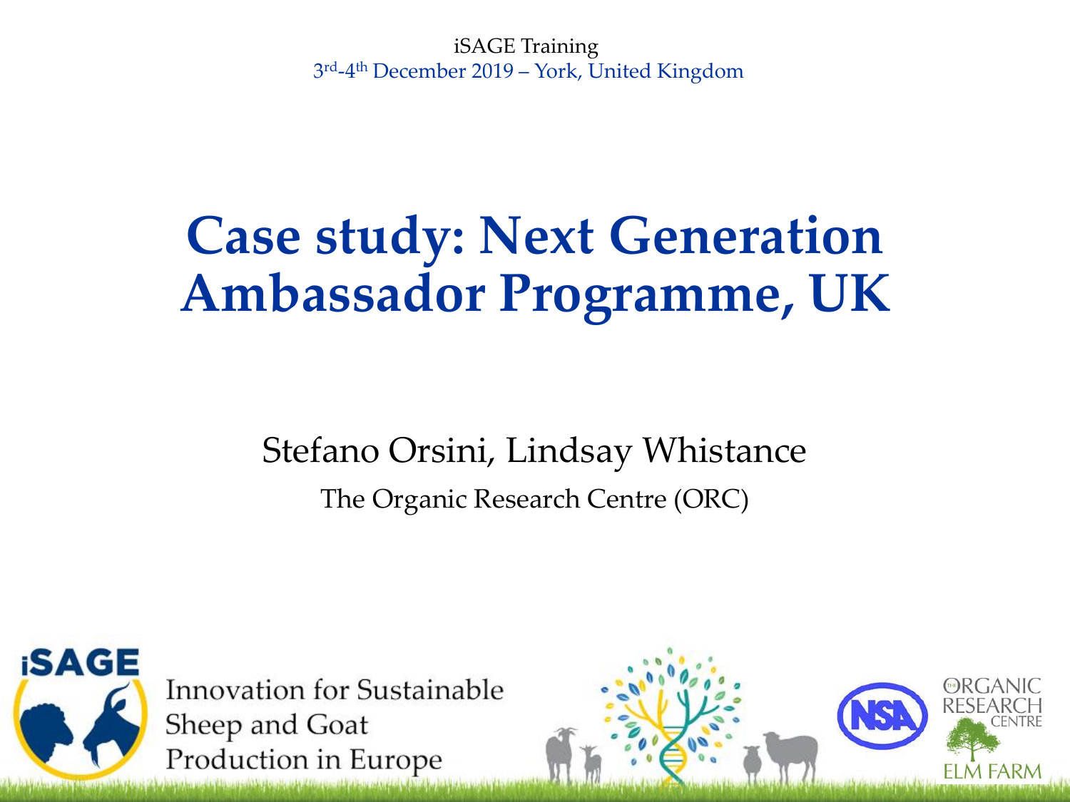iSAGE Training

3rd-4th December 2019 – York, United Kingdom

# Case study: Next Generation Ambassador Programme, UK

Stefano Orsini, Lindsay Whistance

The Organic Research Centre (ORC)

iSAGE Innovation for Sustainable Sheep and Goat Production in Europe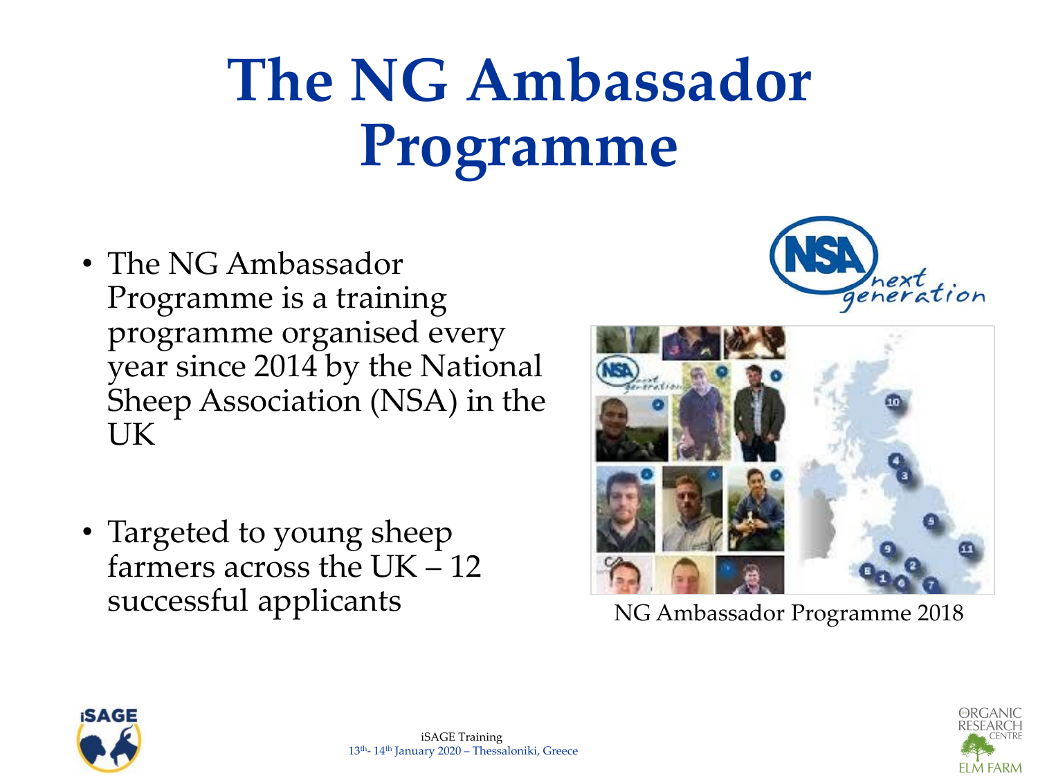# The NG Ambassador Programme

- The NG Ambassador Programme is a training programme organised every year since 2014 by the National Sheep Association (NSA) in the UK
- Targeted to young sheep farmers across the UK – 12 successful applicants

NG Ambassador Programme 2018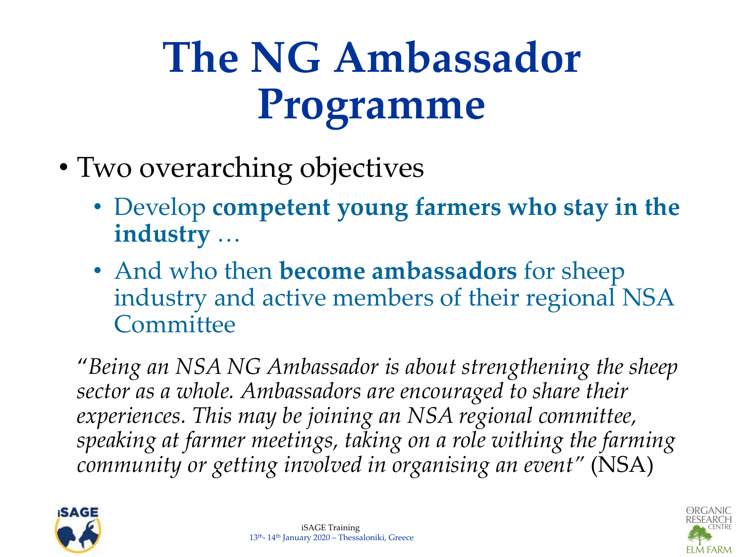# The NG Ambassador Programme

- Two overarching objectives
  - Develop **competent young farmers who stay in the industry** …
  - And who then **become ambassadors** for sheep industry and active members of their regional NSA Committee

*"Being an NSA NG Ambassador is about strengthening the sheep sector as a whole. Ambassadors are encouraged to share their experiences. This may be joining an NSA regional committee, speaking at farmer meetings, taking on a role withing the farming community or getting involved in organising an event"* (NSA)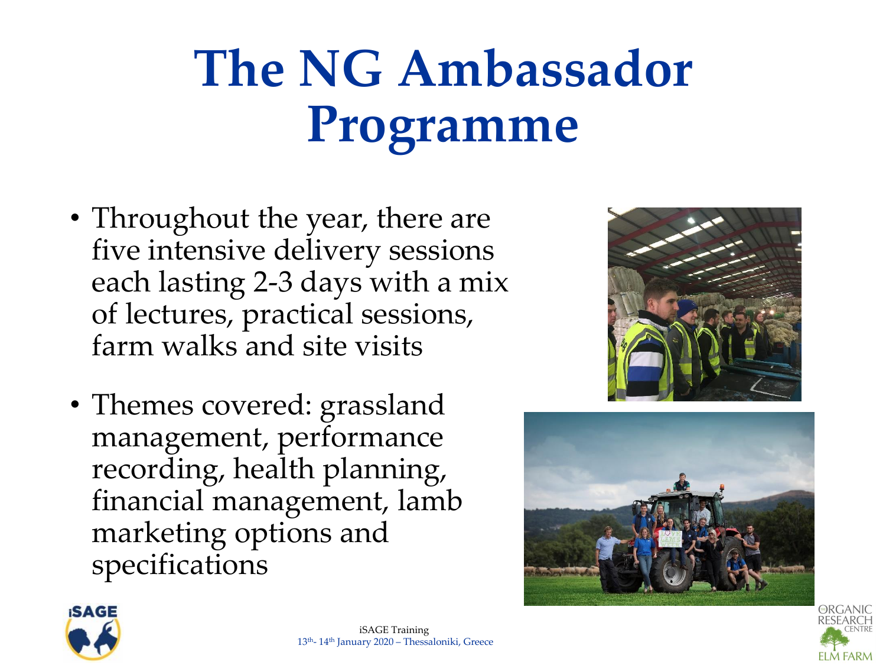# The NG Ambassador Programme

- Throughout the year, there are five intensive delivery sessions each lasting 2-3 days with a mix of lectures, practical sessions, farm walks and site visits
- Themes covered: grassland management, performance recording, health planning, financial management, lamb marketing options and specifications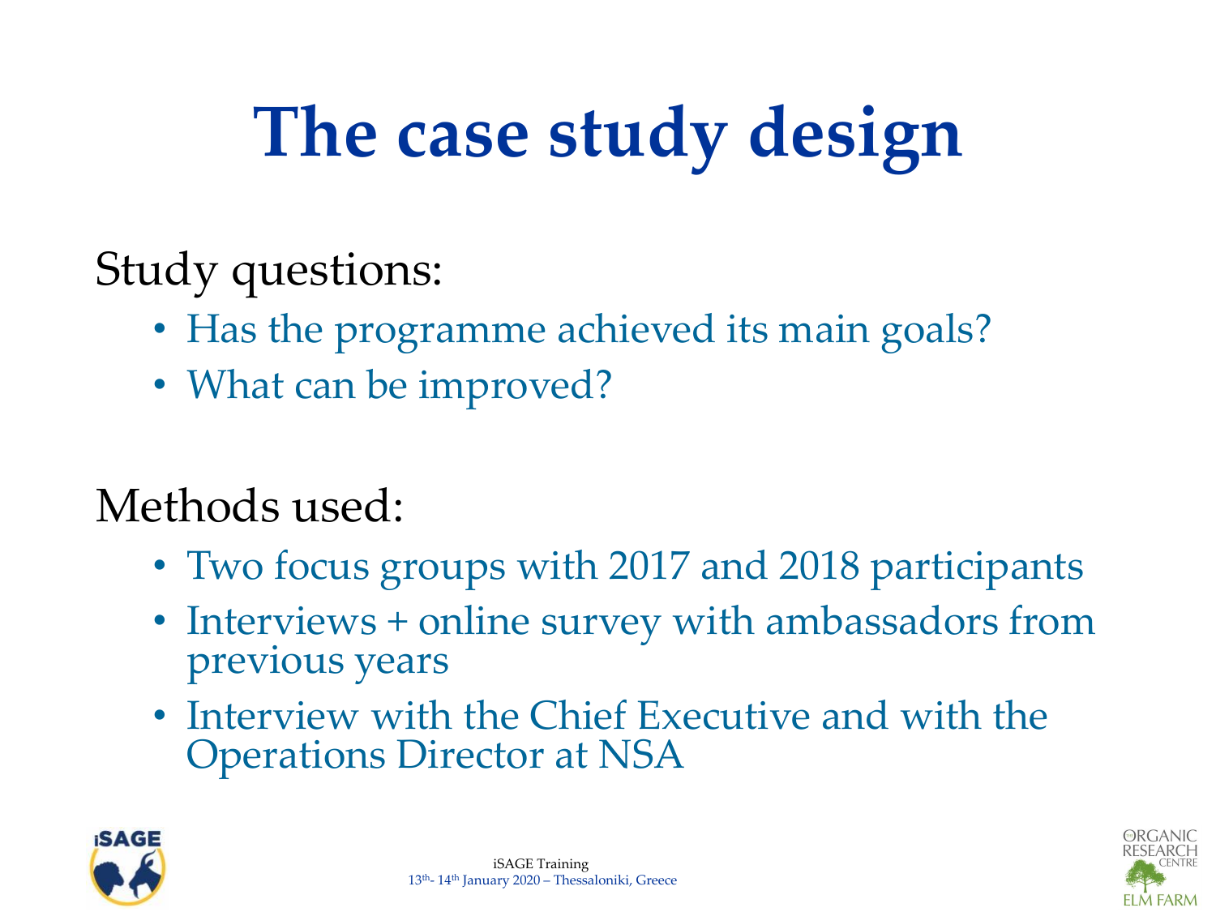# The case study design

Study questions:

- Has the programme achieved its main goals?
- What can be improved?

Methods used:

- Two focus groups with 2017 and 2018 participants
- Interviews + online survey with ambassadors from previous years
- Interview with the Chief Executive and with the Operations Director at NSA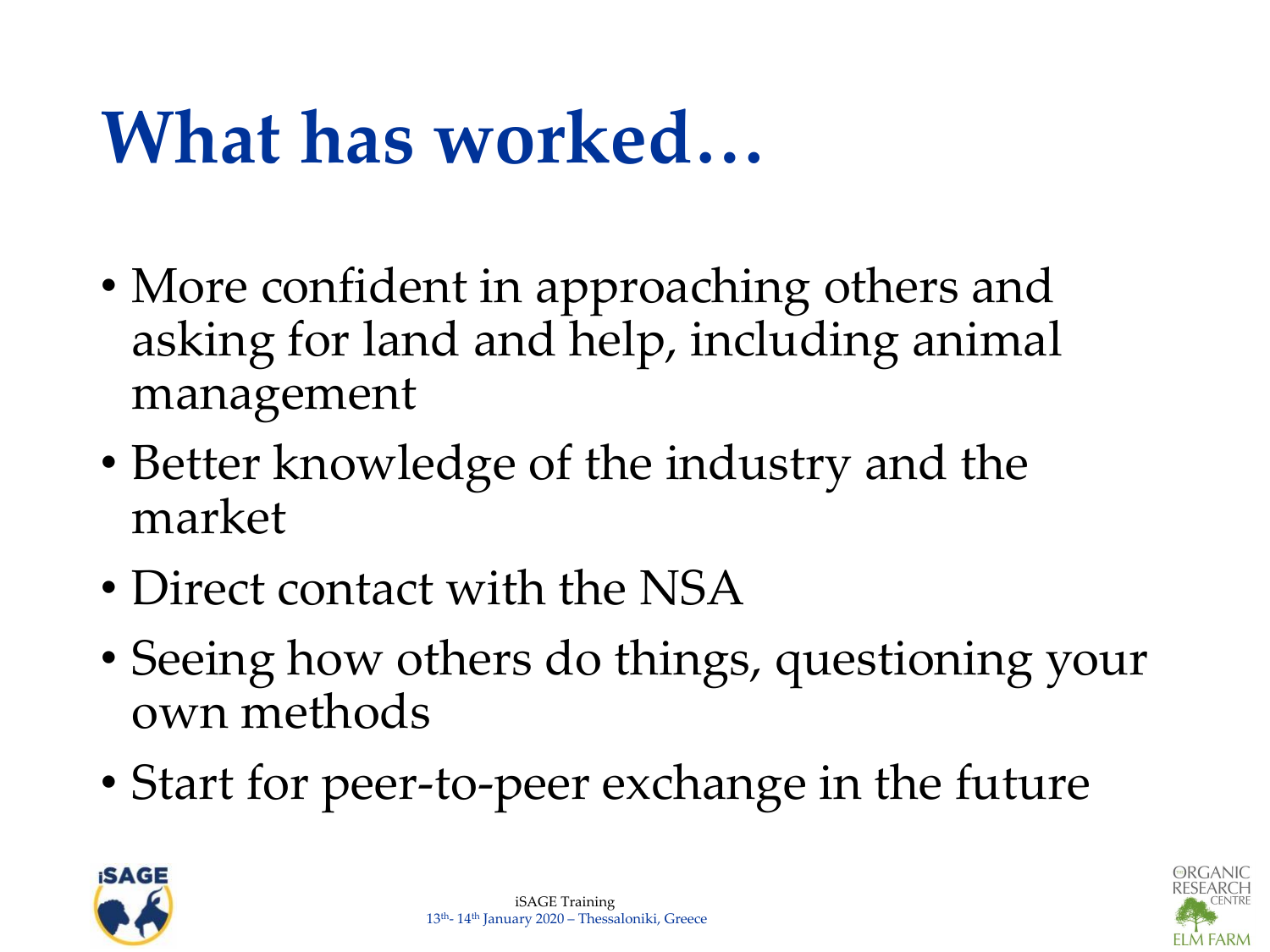# What has worked…

- More confident in approaching others and asking for land and help, including animal management
- Better knowledge of the industry and the market
- Direct contact with the NSA
- Seeing how others do things, questioning your own methods
- Start for peer-to-peer exchange in the future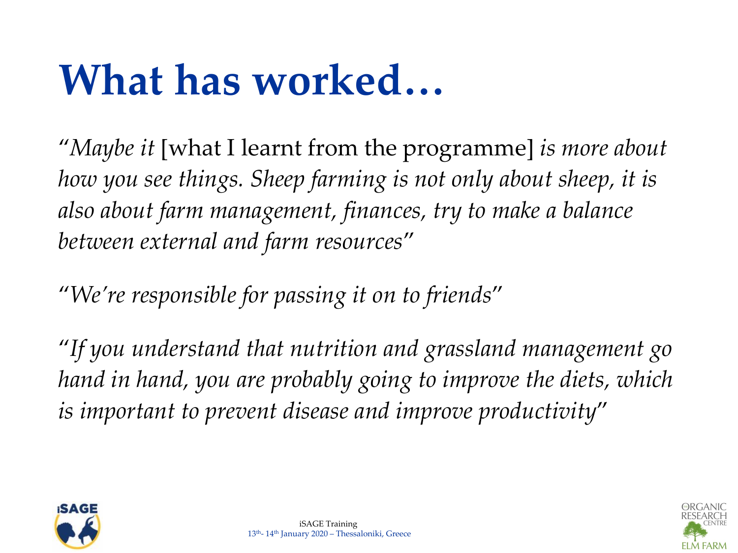# What has worked…

*"Maybe it* [what I learnt from the programme] *is more about how you see things. Sheep farming is not only about sheep, it is also about farm management, finances, try to make a balance between external and farm resources"*

*"We're responsible for passing it on to friends"*

*"If you understand that nutrition and grassland management go hand in hand, you are probably going to improve the diets, which is important to prevent disease and improve productivity"*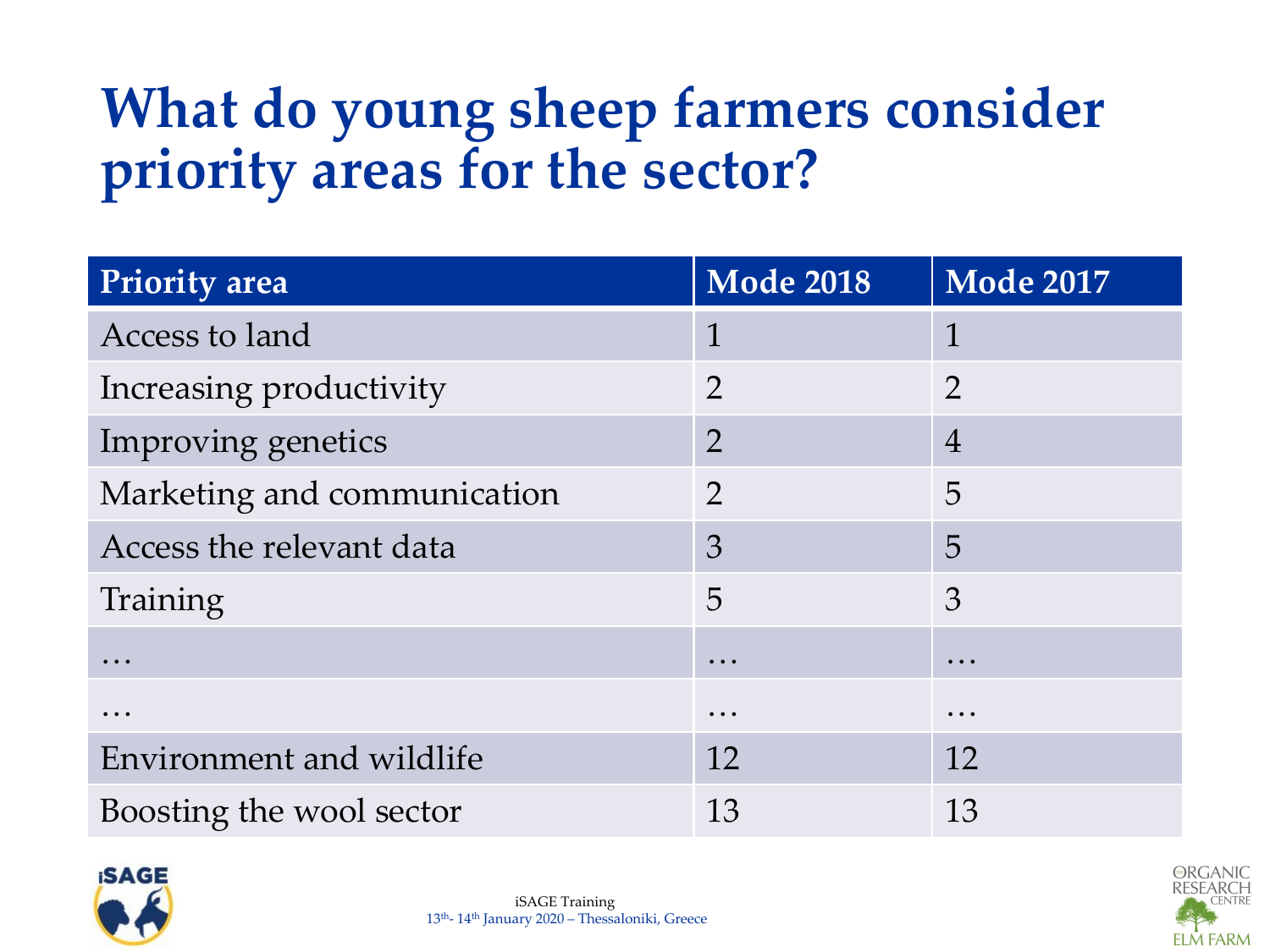# What do young sheep farmers consider priority areas for the sector?

| Priority area | Mode 2018 | Mode 2017 |
|---|---|---|
| Access to land | 1 | 1 |
| Increasing productivity | 2 | 2 |
| Improving genetics | 2 | 4 |
| Marketing and communication | 2 | 5 |
| Access the relevant data | 3 | 5 |
| Training | 5 | 3 |
| … | … | … |
| … | … | … |
| Environment and wildlife | 12 | 12 |
| Boosting the wool sector | 13 | 13 |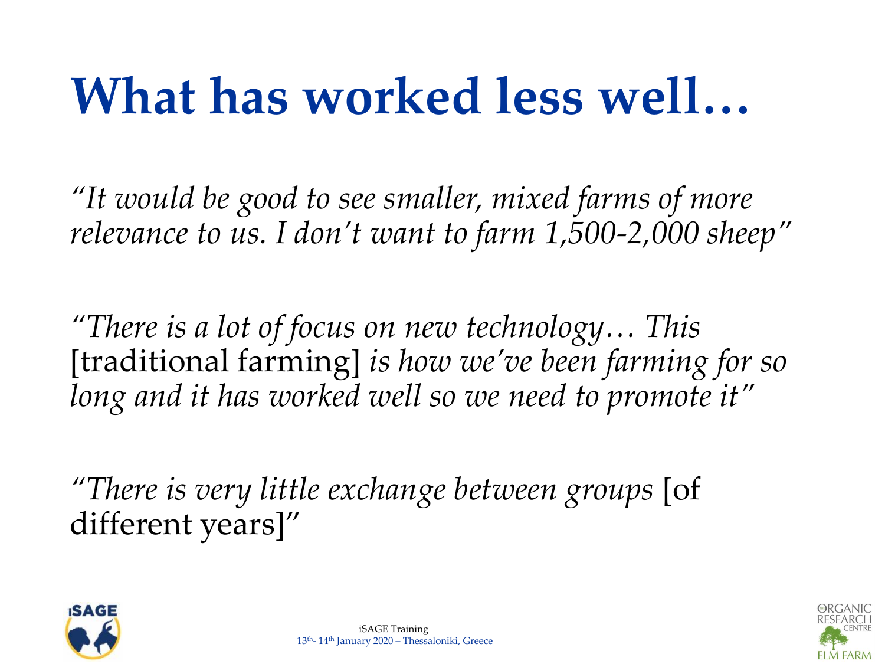# What has worked less well…

*"It would be good to see smaller, mixed farms of more relevance to us. I don't want to farm 1,500-2,000 sheep"*

*"There is a lot of focus on new technology… This* [traditional farming] *is how we've been farming for so long and it has worked well so we need to promote it"*

*"There is very little exchange between groups* [of different years]"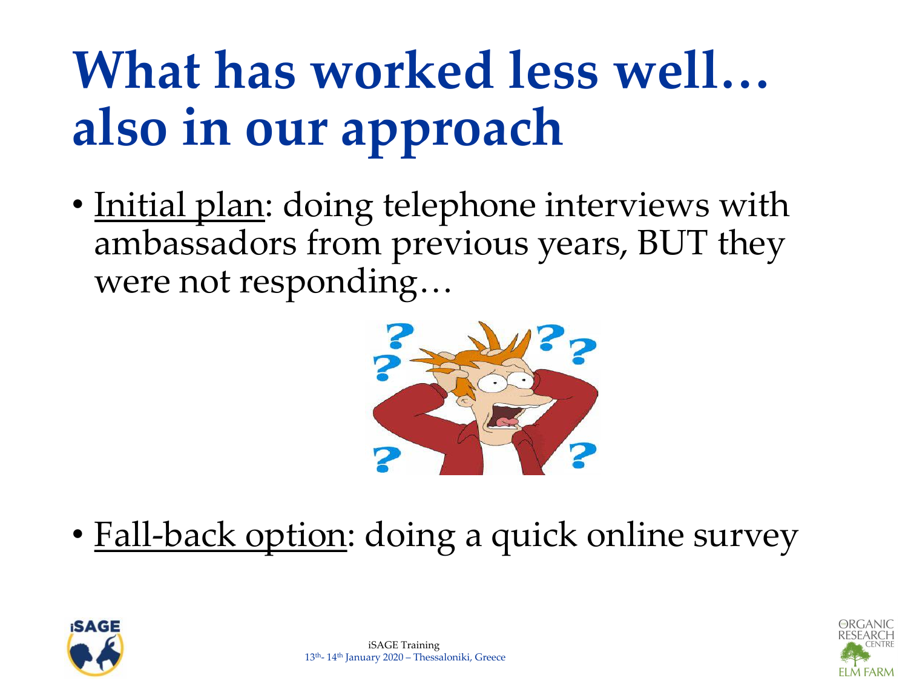# What has worked less well… also in our approach

- Initial plan: doing telephone interviews with ambassadors from previous years, BUT they were not responding…

- Fall-back option: doing a quick online survey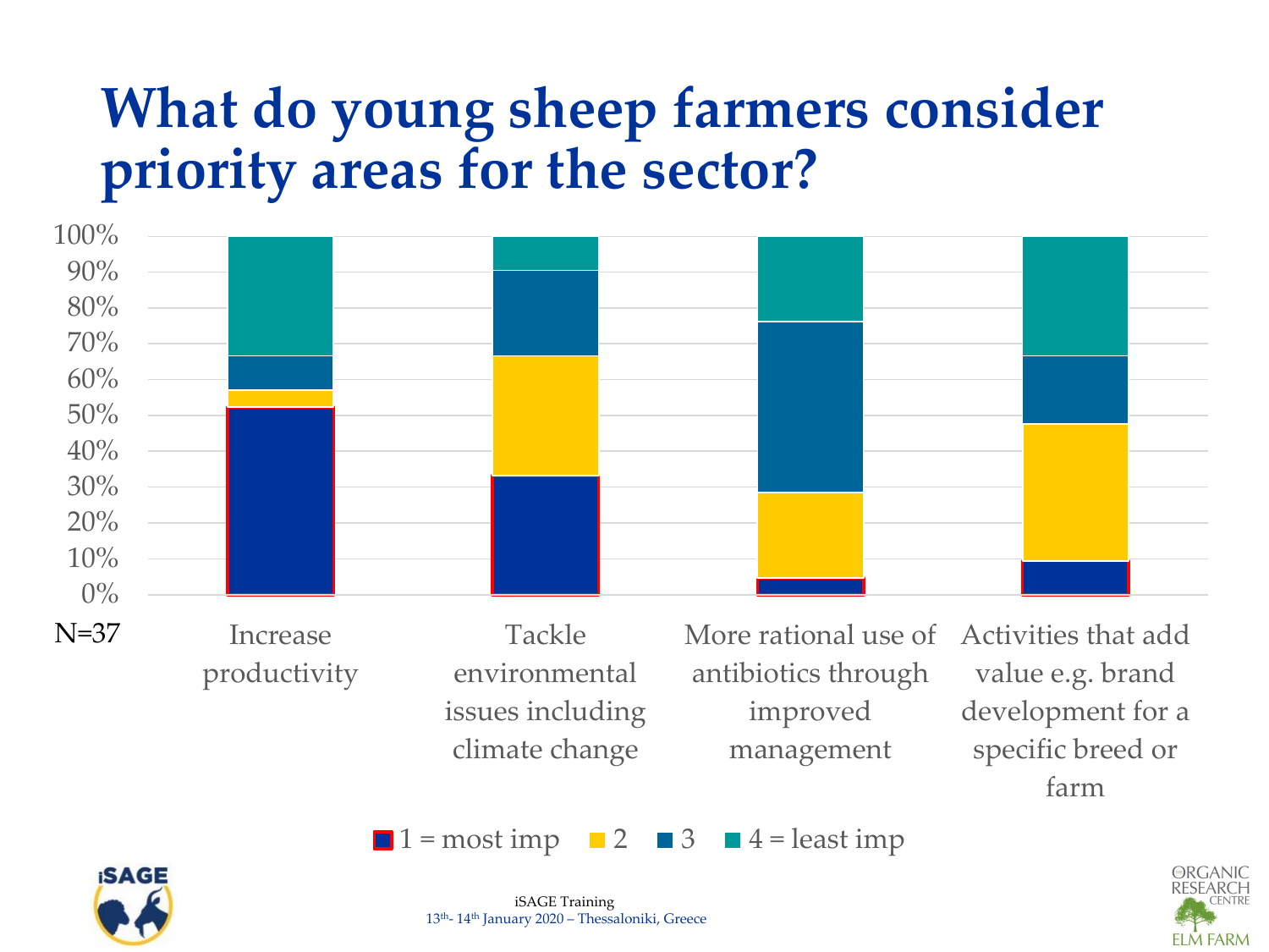# What do young sheep farmers consider priority areas for the sector?

N=37

| | 1 = most imp | 2 | 3 | 4 = least imp |
|---|---|---|---|---|
| Increase productivity | | | | |
| Tackle environmental issues including climate change | | | | |
| More rational use of antibiotics through improved management | | | | |
| Activities that add value e.g. brand development for a specific breed or farm | | | | |

iSAGE Training
13th- 14th January 2020 – Thessaloniki, Greece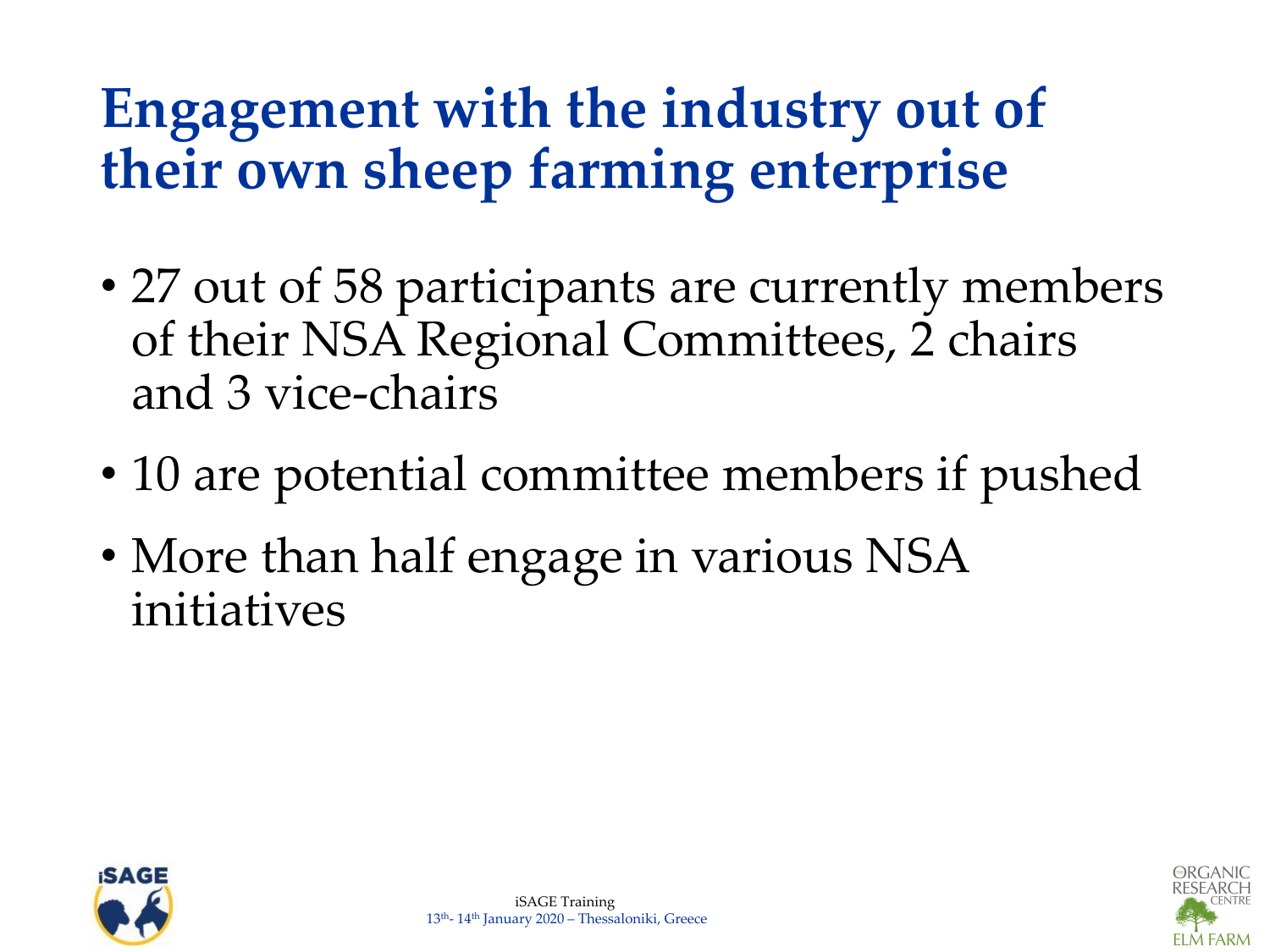# Engagement with the industry out of their own sheep farming enterprise

- 27 out of 58 participants are currently members of their NSA Regional Committees, 2 chairs and 3 vice-chairs
- 10 are potential committee members if pushed
- More than half engage in various NSA initiatives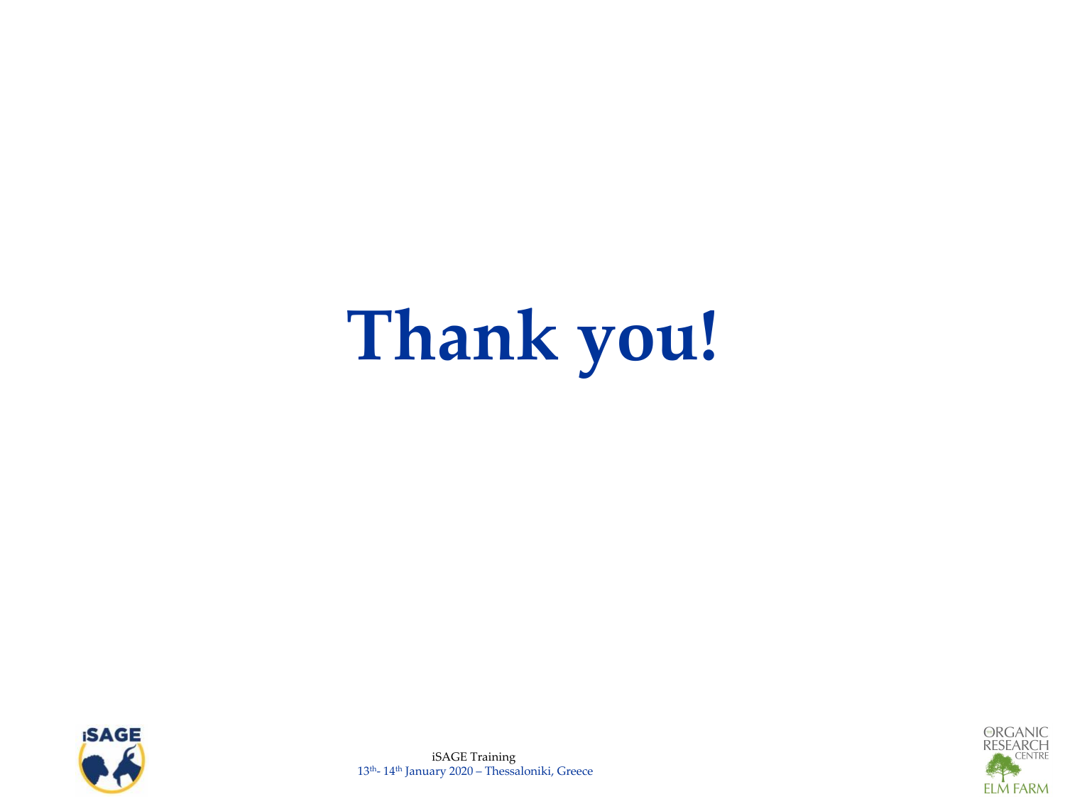# Thank you!